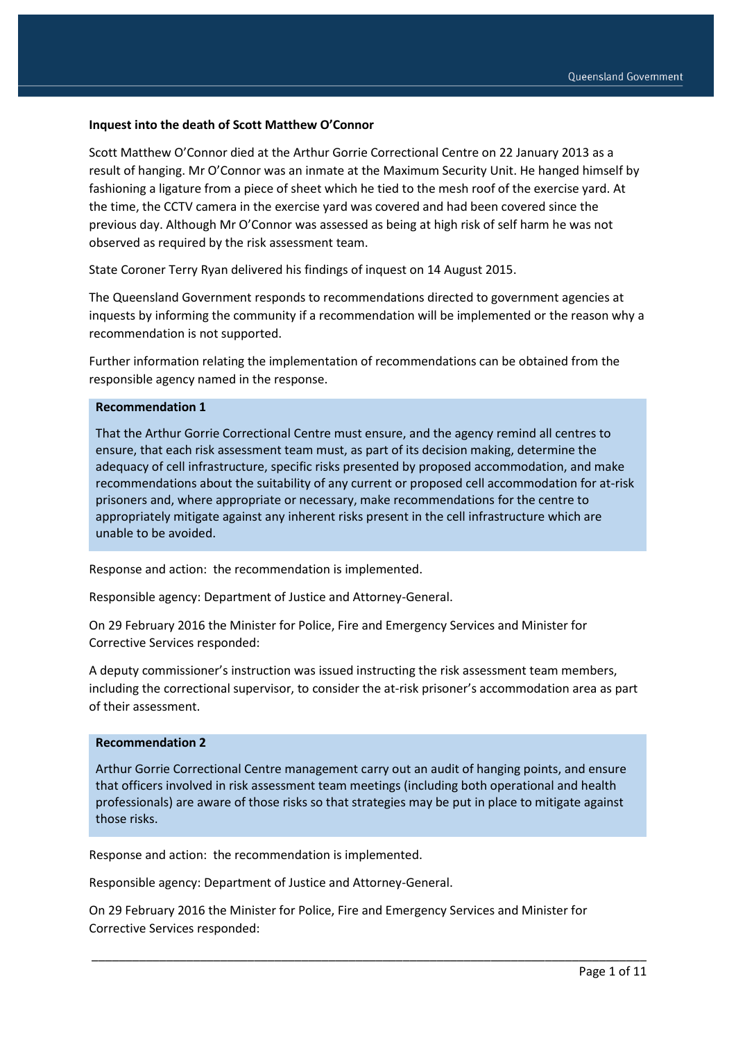**Inquest into the death of Scott Matthew O'Connor**

Scott Matthew O'Connor died at the Arthur Gorrie Correctional Centre on 22 January 2013 as a result of hanging. Mr O'Connor was an inmate at the Maximum Security Unit. He hanged himself by fashioning a ligature from a piece of sheet which he tied to the mesh roof of the exercise yard. At the time, the CCTV camera in the exercise yard was covered and had been covered since the previous day. Although Mr O'Connor was assessed as being at high risk of self harm he was not observed as required by the risk assessment team.

State Coroner Terry Ryan delivered his findings of inquest on 14 August 2015.

The Queensland Government responds to recommendations directed to government agencies at inquests by informing the community if a recommendation will be implemented or the reason why a recommendation is not supported.

Further information relating the implementation of recommendations can be obtained from the responsible agency named in the response.

**Recommendation 1**

That the Arthur Gorrie Correctional Centre must ensure, and the agency remind all centres to ensure, that each risk assessment team must, as part of its decision making, determine the adequacy of cell infrastructure, specific risks presented by proposed accommodation, and make recommendations about the suitability of any current or proposed cell accommodation for at-risk prisoners and, where appropriate or necessary, make recommendations for the centre to appropriately mitigate against any inherent risks present in the cell infrastructure which are unable to be avoided.

Response and action: the recommendation is implemented.

Responsible agency: Department of Justice and Attorney-General.

On 29 February 2016 the Minister for Police, Fire and Emergency Services and Minister for Corrective Services responded:

A deputy commissioner's instruction was issued instructing the risk assessment team members, including the correctional supervisor, to consider the at-risk prisoner's accommodation area as part of their assessment.

**Recommendation 2**

Arthur Gorrie Correctional Centre management carry out an audit of hanging points, and ensure that officers involved in risk assessment team meetings (including both operational and health professionals) are aware of those risks so that strategies may be put in place to mitigate against those risks.

Response and action: the recommendation is implemented.

Responsible agency: Department of Justice and Attorney-General.

On 29 February 2016 the Minister for Police, Fire and Emergency Services and Minister for Corrective Services responded: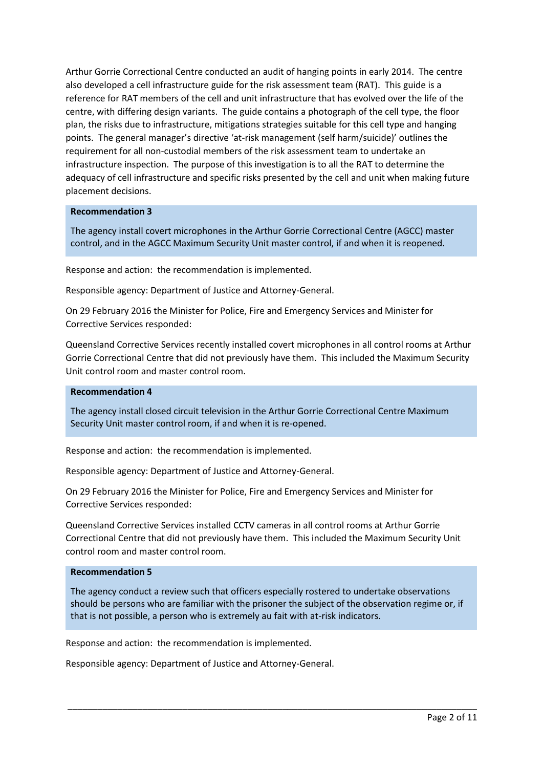Arthur Gorrie Correctional Centre conducted an audit of hanging points in early 2014. The centre also developed a cell infrastructure guide for the risk assessment team (RAT). This guide is a reference for RAT members of the cell and unit infrastructure that has evolved over the life of the centre, with differing design variants. The guide contains a photograph of the cell type, the floor plan, the risks due to infrastructure, mitigations strategies suitable for this cell type and hanging points. The general manager's directive 'at-risk management (self harm/suicide)' outlines the requirement for all non-custodial members of the risk assessment team to undertake an infrastructure inspection. The purpose of this investigation is to all the RAT to determine the adequacy of cell infrastructure and specific risks presented by the cell and unit when making future placement decisions.

**Recommendation 3**

The agency install covert microphones in the Arthur Gorrie Correctional Centre (AGCC) master control, and in the AGCC Maximum Security Unit master control, if and when it is reopened.

Response and action: the recommendation is implemented.

Responsible agency: Department of Justice and Attorney-General.

On 29 February 2016 the Minister for Police, Fire and Emergency Services and Minister for Corrective Services responded:

Queensland Corrective Services recently installed covert microphones in all control rooms at Arthur Gorrie Correctional Centre that did not previously have them. This included the Maximum Security Unit control room and master control room.

**Recommendation 4**

The agency install closed circuit television in the Arthur Gorrie Correctional Centre Maximum Security Unit master control room, if and when it is re-opened.

Response and action: the recommendation is implemented.

Responsible agency: Department of Justice and Attorney-General.

On 29 February 2016 the Minister for Police, Fire and Emergency Services and Minister for Corrective Services responded:

Queensland Corrective Services installed CCTV cameras in all control rooms at Arthur Gorrie Correctional Centre that did not previously have them. This included the Maximum Security Unit control room and master control room.

**Recommendation 5**

The agency conduct a review such that officers especially rostered to undertake observations should be persons who are familiar with the prisoner the subject of the observation regime or, if that is not possible, a person who is extremely au fait with at-risk indicators.

Response and action: the recommendation is implemented.

Responsible agency: Department of Justice and Attorney-General.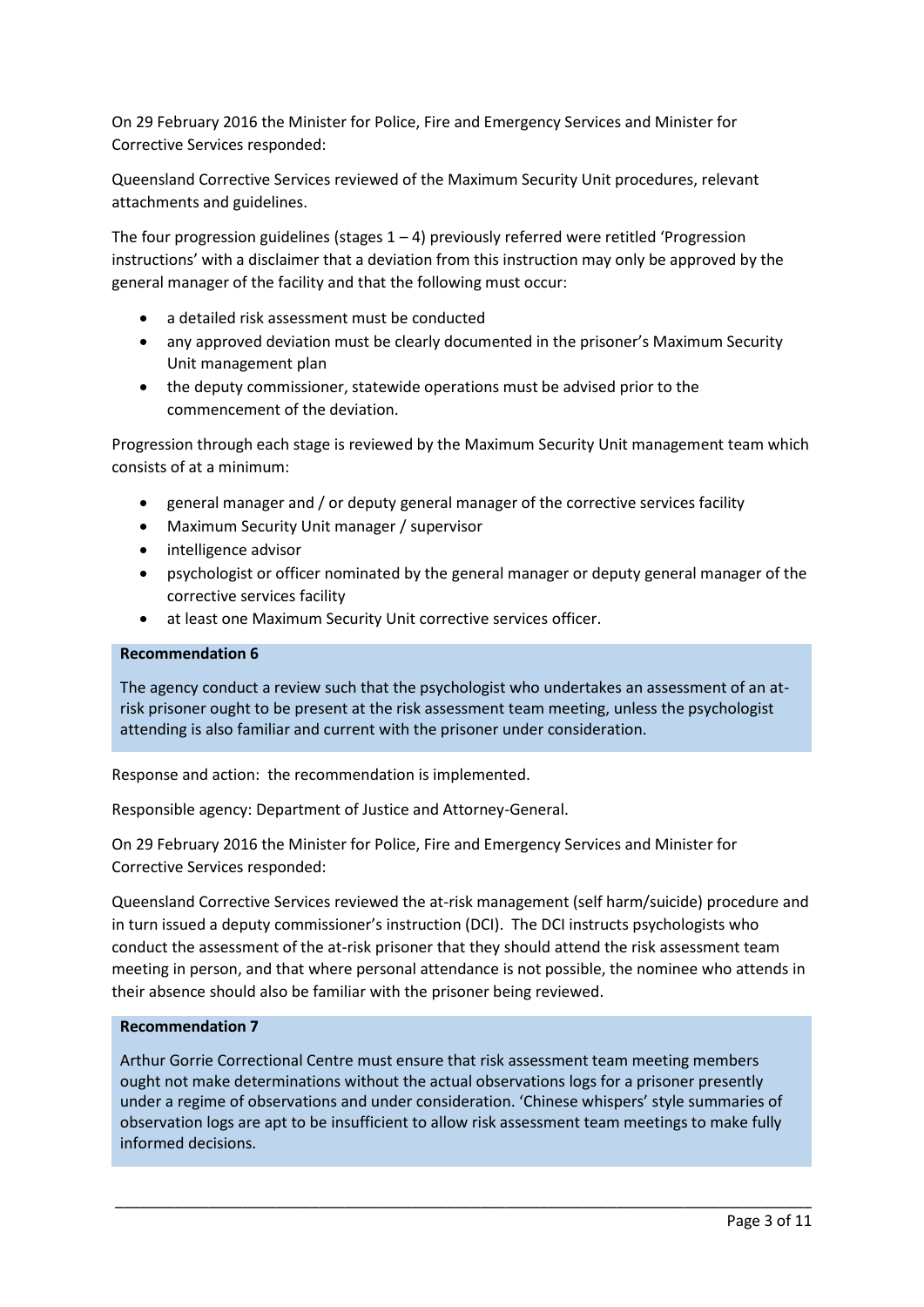On 29 February 2016 the Minister for Police, Fire and Emergency Services and Minister for Corrective Services responded:

Queensland Corrective Services reviewed of the Maximum Security Unit procedures, relevant attachments and guidelines.

The four progression guidelines (stages 1 – 4) previously referred were retitled 'Progression instructions' with a disclaimer that a deviation from this instruction may only be approved by the general manager of the facility and that the following must occur:

- a detailed risk assessment must be conducted
- any approved deviation must be clearly documented in the prisoner's Maximum Security Unit management plan
- the deputy commissioner, statewide operations must be advised prior to the commencement of the deviation.

Progression through each stage is reviewed by the Maximum Security Unit management team which consists of at a minimum:

- general manager and / or deputy general manager of the corrective services facility
- Maximum Security Unit manager / supervisor
- intelligence advisor
- psychologist or officer nominated by the general manager or deputy general manager of the corrective services facility
- at least one Maximum Security Unit corrective services officer.

**Recommendation 6**

The agency conduct a review such that the psychologist who undertakes an assessment of an at-risk prisoner ought to be present at the risk assessment team meeting, unless the psychologist attending is also familiar and current with the prisoner under consideration.

Response and action: the recommendation is implemented.

Responsible agency: Department of Justice and Attorney-General.

On 29 February 2016 the Minister for Police, Fire and Emergency Services and Minister for Corrective Services responded:

Queensland Corrective Services reviewed the at-risk management (self harm/suicide) procedure and in turn issued a deputy commissioner's instruction (DCI). The DCI instructs psychologists who conduct the assessment of the at-risk prisoner that they should attend the risk assessment team meeting in person, and that where personal attendance is not possible, the nominee who attends in their absence should also be familiar with the prisoner being reviewed.

**Recommendation 7**

Arthur Gorrie Correctional Centre must ensure that risk assessment team meeting members ought not make determinations without the actual observations logs for a prisoner presently under a regime of observations and under consideration. 'Chinese whispers' style summaries of observation logs are apt to be insufficient to allow risk assessment team meetings to make fully informed decisions.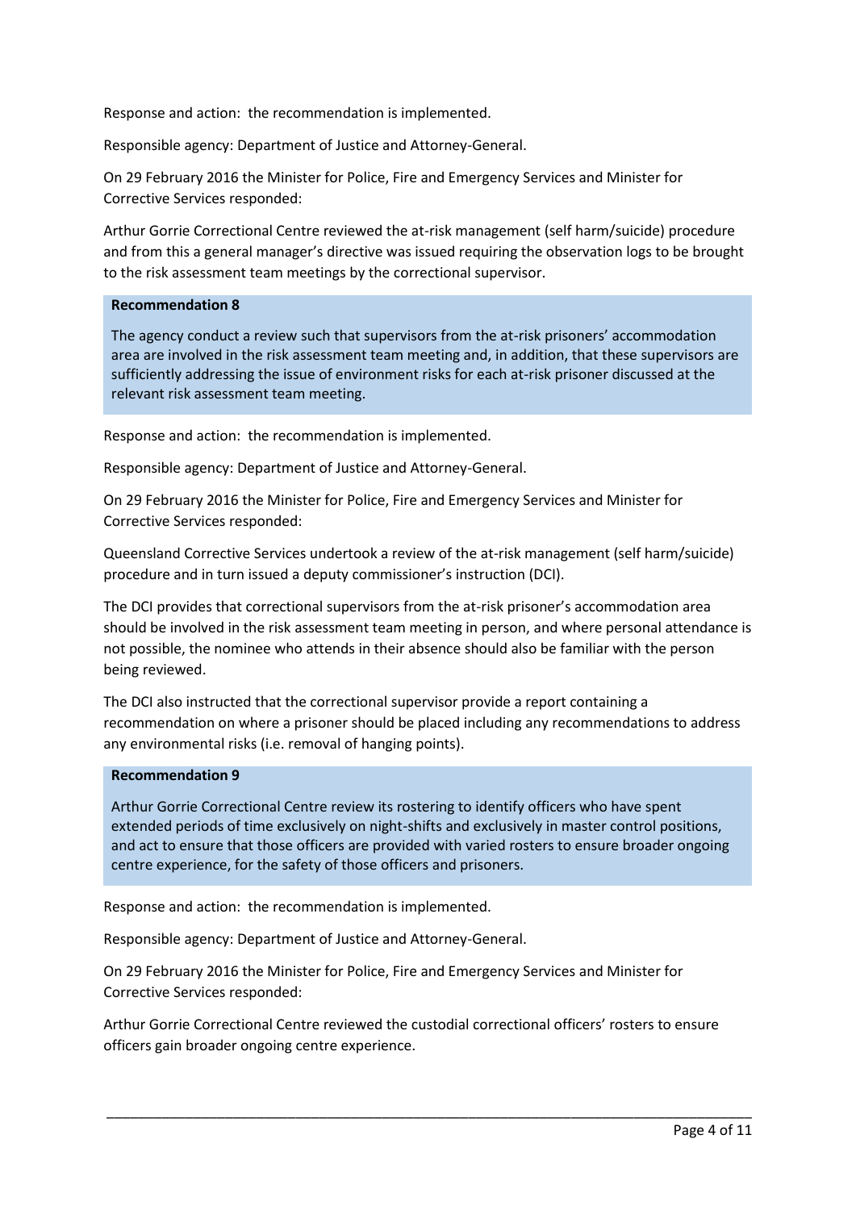Response and action: the recommendation is implemented.

Responsible agency: Department of Justice and Attorney-General.

On 29 February 2016 the Minister for Police, Fire and Emergency Services and Minister for Corrective Services responded:

Arthur Gorrie Correctional Centre reviewed the at-risk management (self harm/suicide) procedure and from this a general manager's directive was issued requiring the observation logs to be brought to the risk assessment team meetings by the correctional supervisor.

**Recommendation 8**

The agency conduct a review such that supervisors from the at-risk prisoners' accommodation area are involved in the risk assessment team meeting and, in addition, that these supervisors are sufficiently addressing the issue of environment risks for each at-risk prisoner discussed at the relevant risk assessment team meeting.

Response and action: the recommendation is implemented.

Responsible agency: Department of Justice and Attorney-General.

On 29 February 2016 the Minister for Police, Fire and Emergency Services and Minister for Corrective Services responded:

Queensland Corrective Services undertook a review of the at-risk management (self harm/suicide) procedure and in turn issued a deputy commissioner's instruction (DCI).

The DCI provides that correctional supervisors from the at-risk prisoner's accommodation area should be involved in the risk assessment team meeting in person, and where personal attendance is not possible, the nominee who attends in their absence should also be familiar with the person being reviewed.

The DCI also instructed that the correctional supervisor provide a report containing a recommendation on where a prisoner should be placed including any recommendations to address any environmental risks (i.e. removal of hanging points).

**Recommendation 9**

Arthur Gorrie Correctional Centre review its rostering to identify officers who have spent extended periods of time exclusively on night-shifts and exclusively in master control positions, and act to ensure that those officers are provided with varied rosters to ensure broader ongoing centre experience, for the safety of those officers and prisoners.

Response and action: the recommendation is implemented.

Responsible agency: Department of Justice and Attorney-General.

On 29 February 2016 the Minister for Police, Fire and Emergency Services and Minister for Corrective Services responded:

Arthur Gorrie Correctional Centre reviewed the custodial correctional officers' rosters to ensure officers gain broader ongoing centre experience.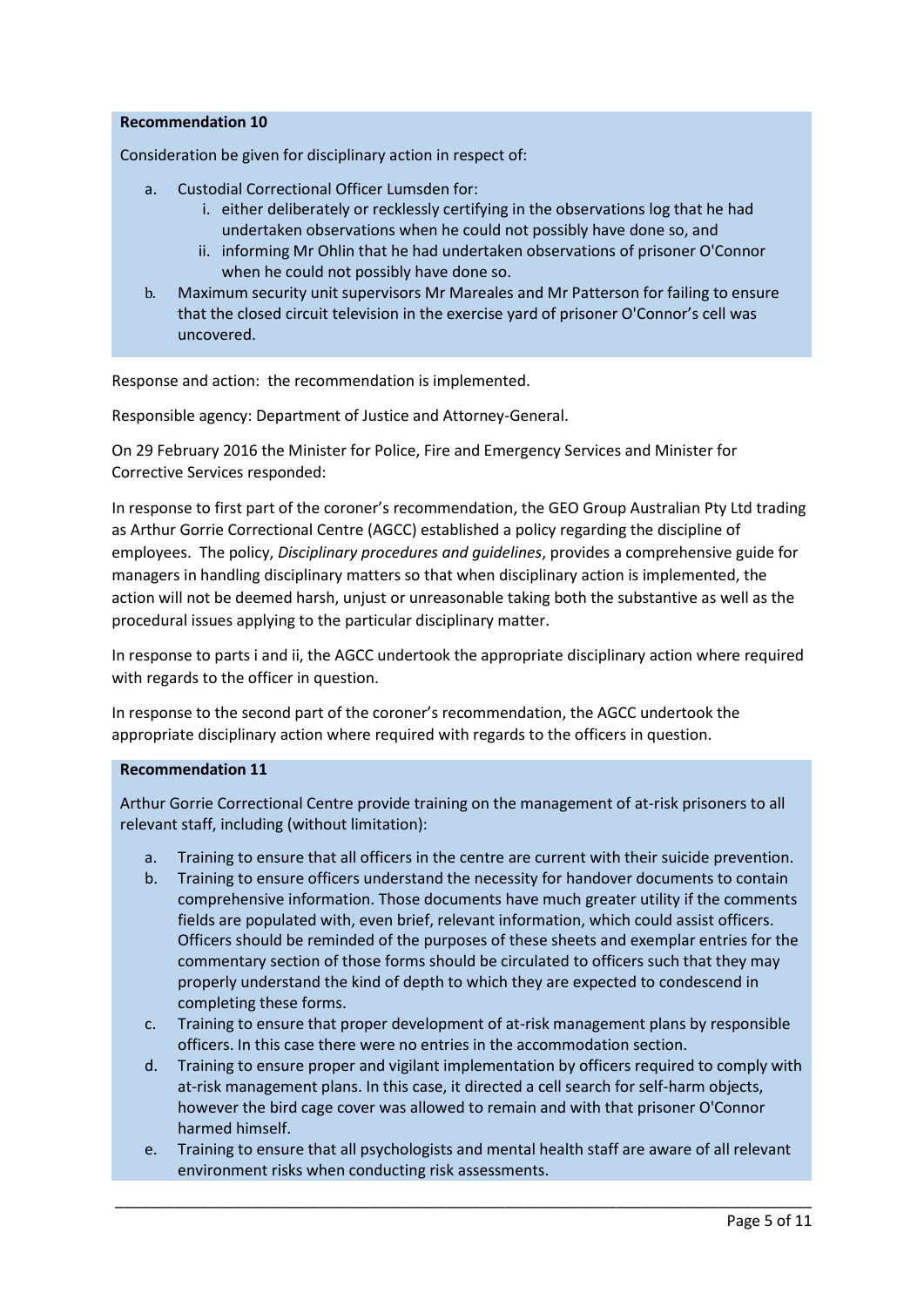**Recommendation 10**

Consideration be given for disciplinary action in respect of:

a. Custodial Correctional Officer Lumsden for:
   i. either deliberately or recklessly certifying in the observations log that he had undertaken observations when he could not possibly have done so, and
   ii. informing Mr Ohlin that he had undertaken observations of prisoner O'Connor when he could not possibly have done so.
b. Maximum security unit supervisors Mr Mareales and Mr Patterson for failing to ensure that the closed circuit television in the exercise yard of prisoner O'Connor's cell was uncovered.

Response and action: the recommendation is implemented.

Responsible agency: Department of Justice and Attorney-General.

On 29 February 2016 the Minister for Police, Fire and Emergency Services and Minister for Corrective Services responded:

In response to first part of the coroner's recommendation, the GEO Group Australian Pty Ltd trading as Arthur Gorrie Correctional Centre (AGCC) established a policy regarding the discipline of employees. The policy, *Disciplinary procedures and guidelines*, provides a comprehensive guide for managers in handling disciplinary matters so that when disciplinary action is implemented, the action will not be deemed harsh, unjust or unreasonable taking both the substantive as well as the procedural issues applying to the particular disciplinary matter.

In response to parts i and ii, the AGCC undertook the appropriate disciplinary action where required with regards to the officer in question.

In response to the second part of the coroner's recommendation, the AGCC undertook the appropriate disciplinary action where required with regards to the officers in question.

**Recommendation 11**

Arthur Gorrie Correctional Centre provide training on the management of at-risk prisoners to all relevant staff, including (without limitation):

a. Training to ensure that all officers in the centre are current with their suicide prevention.
b. Training to ensure officers understand the necessity for handover documents to contain comprehensive information. Those documents have much greater utility if the comments fields are populated with, even brief, relevant information, which could assist officers. Officers should be reminded of the purposes of these sheets and exemplar entries for the commentary section of those forms should be circulated to officers such that they may properly understand the kind of depth to which they are expected to condescend in completing these forms.
c. Training to ensure that proper development of at-risk management plans by responsible officers. In this case there were no entries in the accommodation section.
d. Training to ensure proper and vigilant implementation by officers required to comply with at-risk management plans. In this case, it directed a cell search for self-harm objects, however the bird cage cover was allowed to remain and with that prisoner O'Connor harmed himself.
e. Training to ensure that all psychologists and mental health staff are aware of all relevant environment risks when conducting risk assessments.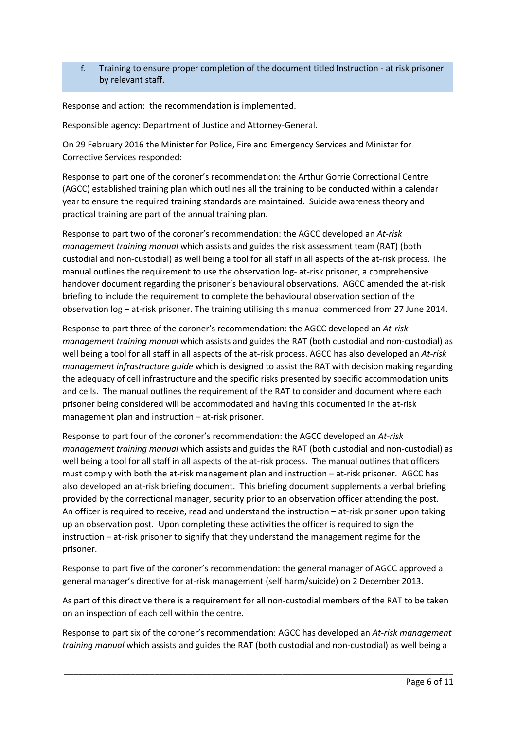f. Training to ensure proper completion of the document titled Instruction - at risk prisoner by relevant staff.

Response and action: the recommendation is implemented.

Responsible agency: Department of Justice and Attorney-General.

On 29 February 2016 the Minister for Police, Fire and Emergency Services and Minister for Corrective Services responded:

Response to part one of the coroner's recommendation: the Arthur Gorrie Correctional Centre (AGCC) established training plan which outlines all the training to be conducted within a calendar year to ensure the required training standards are maintained. Suicide awareness theory and practical training are part of the annual training plan.

Response to part two of the coroner's recommendation: the AGCC developed an *At-risk management training manual* which assists and guides the risk assessment team (RAT) (both custodial and non-custodial) as well being a tool for all staff in all aspects of the at-risk process. The manual outlines the requirement to use the observation log- at-risk prisoner, a comprehensive handover document regarding the prisoner's behavioural observations. AGCC amended the at-risk briefing to include the requirement to complete the behavioural observation section of the observation log – at-risk prisoner. The training utilising this manual commenced from 27 June 2014.

Response to part three of the coroner's recommendation: the AGCC developed an *At-risk management training manual* which assists and guides the RAT (both custodial and non-custodial) as well being a tool for all staff in all aspects of the at-risk process. AGCC has also developed an *At-risk management infrastructure guide* which is designed to assist the RAT with decision making regarding the adequacy of cell infrastructure and the specific risks presented by specific accommodation units and cells. The manual outlines the requirement of the RAT to consider and document where each prisoner being considered will be accommodated and having this documented in the at-risk management plan and instruction – at-risk prisoner.

Response to part four of the coroner's recommendation: the AGCC developed an *At-risk management training manual* which assists and guides the RAT (both custodial and non-custodial) as well being a tool for all staff in all aspects of the at-risk process. The manual outlines that officers must comply with both the at-risk management plan and instruction – at-risk prisoner. AGCC has also developed an at-risk briefing document. This briefing document supplements a verbal briefing provided by the correctional manager, security prior to an observation officer attending the post. An officer is required to receive, read and understand the instruction – at-risk prisoner upon taking up an observation post. Upon completing these activities the officer is required to sign the instruction – at-risk prisoner to signify that they understand the management regime for the prisoner.

Response to part five of the coroner's recommendation: the general manager of AGCC approved a general manager's directive for at-risk management (self harm/suicide) on 2 December 2013.

As part of this directive there is a requirement for all non-custodial members of the RAT to be taken on an inspection of each cell within the centre.

Response to part six of the coroner's recommendation: AGCC has developed an *At-risk management training manual* which assists and guides the RAT (both custodial and non-custodial) as well being a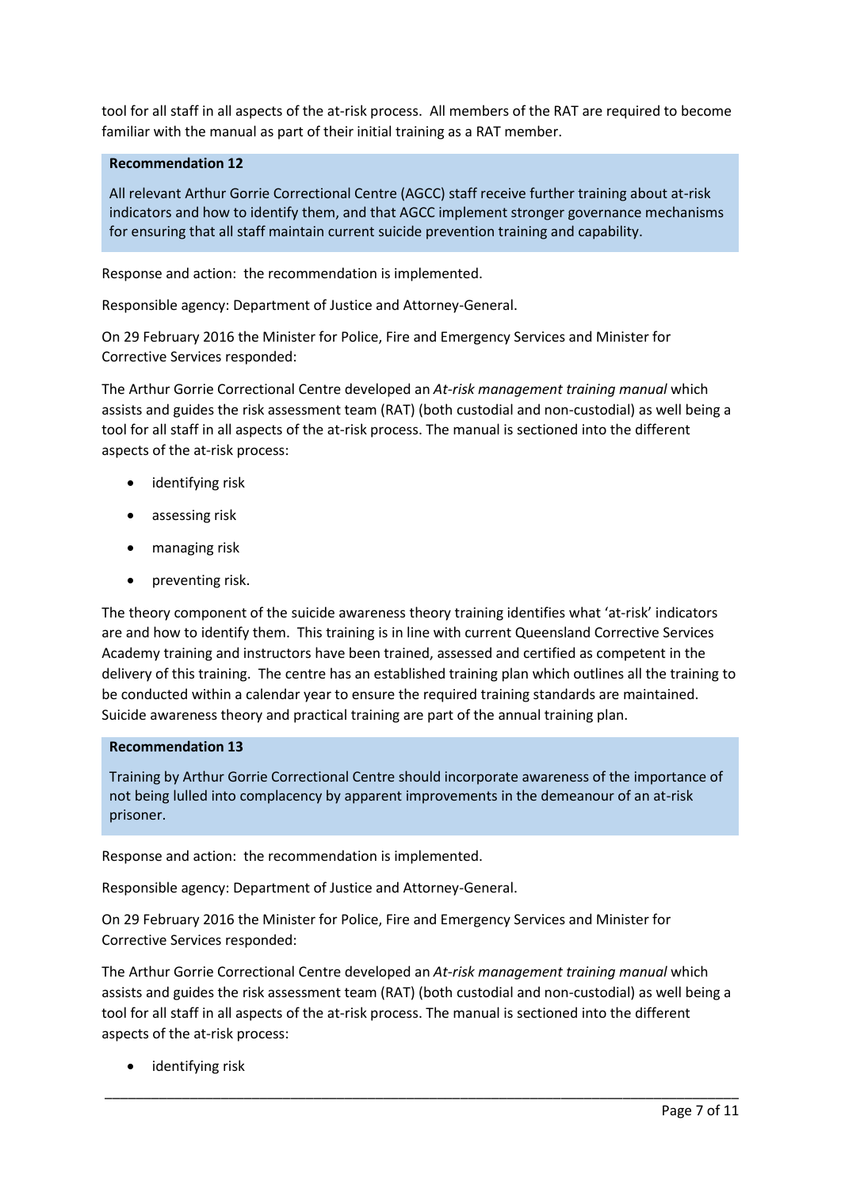tool for all staff in all aspects of the at-risk process. All members of the RAT are required to become familiar with the manual as part of their initial training as a RAT member.

**Recommendation 12**

All relevant Arthur Gorrie Correctional Centre (AGCC) staff receive further training about at-risk indicators and how to identify them, and that AGCC implement stronger governance mechanisms for ensuring that all staff maintain current suicide prevention training and capability.

Response and action: the recommendation is implemented.

Responsible agency: Department of Justice and Attorney-General.

On 29 February 2016 the Minister for Police, Fire and Emergency Services and Minister for Corrective Services responded:

The Arthur Gorrie Correctional Centre developed an *At-risk management training manual* which assists and guides the risk assessment team (RAT) (both custodial and non-custodial) as well being a tool for all staff in all aspects of the at-risk process. The manual is sectioned into the different aspects of the at-risk process:

- identifying risk
- assessing risk
- managing risk
- preventing risk.

The theory component of the suicide awareness theory training identifies what 'at-risk' indicators are and how to identify them. This training is in line with current Queensland Corrective Services Academy training and instructors have been trained, assessed and certified as competent in the delivery of this training. The centre has an established training plan which outlines all the training to be conducted within a calendar year to ensure the required training standards are maintained. Suicide awareness theory and practical training are part of the annual training plan.

**Recommendation 13**

Training by Arthur Gorrie Correctional Centre should incorporate awareness of the importance of not being lulled into complacency by apparent improvements in the demeanour of an at-risk prisoner.

Response and action: the recommendation is implemented.

Responsible agency: Department of Justice and Attorney-General.

On 29 February 2016 the Minister for Police, Fire and Emergency Services and Minister for Corrective Services responded:

The Arthur Gorrie Correctional Centre developed an *At-risk management training manual* which assists and guides the risk assessment team (RAT) (both custodial and non-custodial) as well being a tool for all staff in all aspects of the at-risk process. The manual is sectioned into the different aspects of the at-risk process:

- identifying risk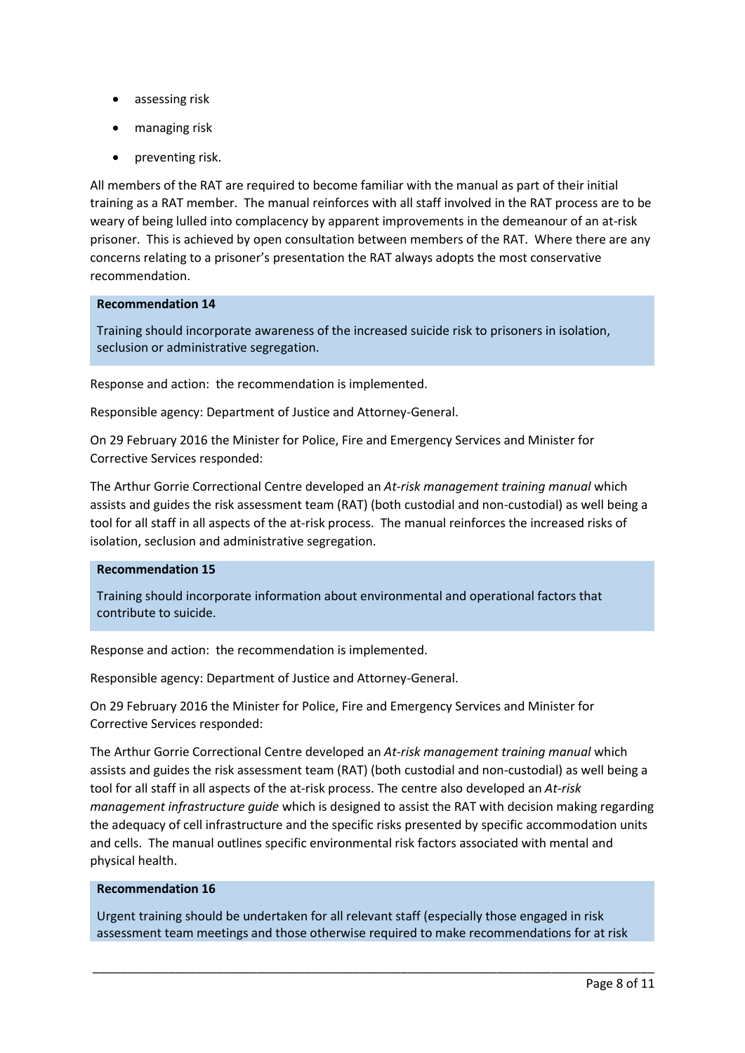- assessing risk
- managing risk
- preventing risk.

All members of the RAT are required to become familiar with the manual as part of their initial training as a RAT member. The manual reinforces with all staff involved in the RAT process are to be weary of being lulled into complacency by apparent improvements in the demeanour of an at-risk prisoner. This is achieved by open consultation between members of the RAT. Where there are any concerns relating to a prisoner's presentation the RAT always adopts the most conservative recommendation.

**Recommendation 14**

Training should incorporate awareness of the increased suicide risk to prisoners in isolation, seclusion or administrative segregation.

Response and action: the recommendation is implemented.

Responsible agency: Department of Justice and Attorney-General.

On 29 February 2016 the Minister for Police, Fire and Emergency Services and Minister for Corrective Services responded:

The Arthur Gorrie Correctional Centre developed an *At-risk management training manual* which assists and guides the risk assessment team (RAT) (both custodial and non-custodial) as well being a tool for all staff in all aspects of the at-risk process. The manual reinforces the increased risks of isolation, seclusion and administrative segregation.

**Recommendation 15**

Training should incorporate information about environmental and operational factors that contribute to suicide.

Response and action: the recommendation is implemented.

Responsible agency: Department of Justice and Attorney-General.

On 29 February 2016 the Minister for Police, Fire and Emergency Services and Minister for Corrective Services responded:

The Arthur Gorrie Correctional Centre developed an *At-risk management training manual* which assists and guides the risk assessment team (RAT) (both custodial and non-custodial) as well being a tool for all staff in all aspects of the at-risk process. The centre also developed an *At-risk management infrastructure guide* which is designed to assist the RAT with decision making regarding the adequacy of cell infrastructure and the specific risks presented by specific accommodation units and cells. The manual outlines specific environmental risk factors associated with mental and physical health.

**Recommendation 16**

Urgent training should be undertaken for all relevant staff (especially those engaged in risk assessment team meetings and those otherwise required to make recommendations for at risk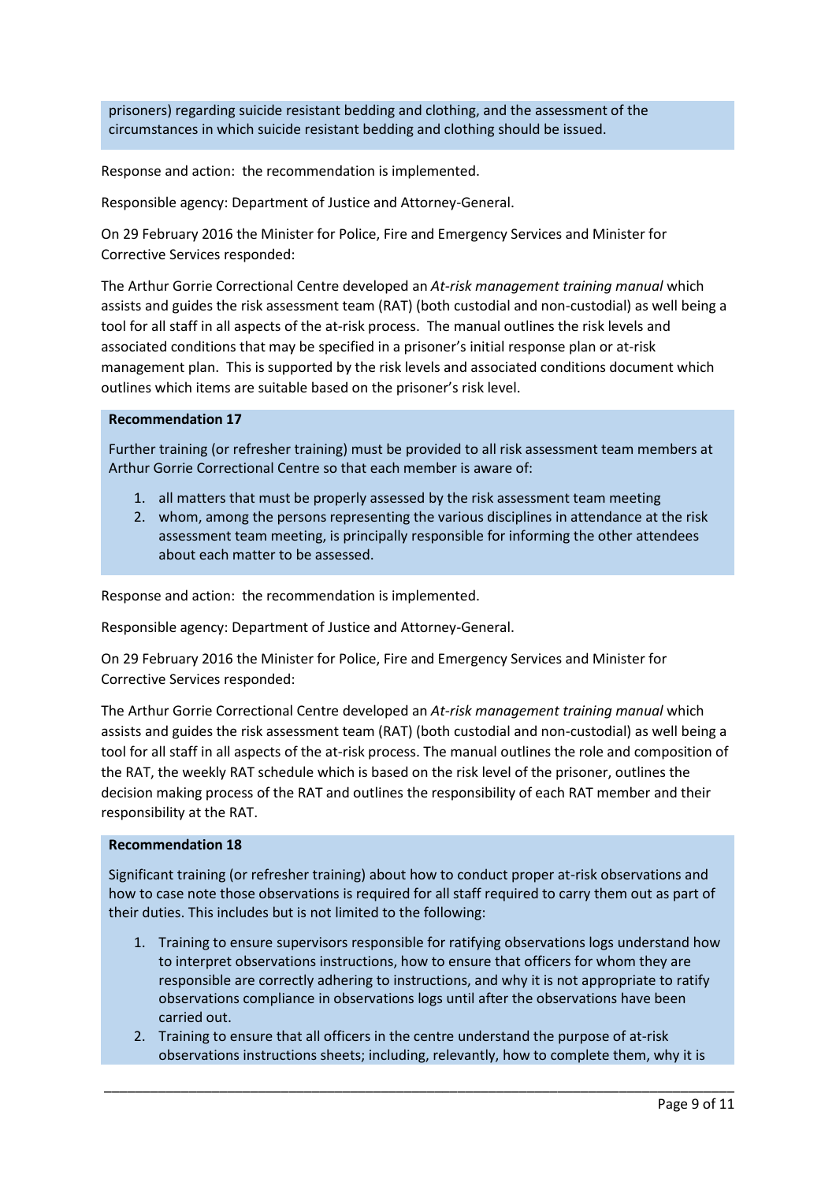prisoners) regarding suicide resistant bedding and clothing, and the assessment of the circumstances in which suicide resistant bedding and clothing should be issued.

Response and action: the recommendation is implemented.

Responsible agency: Department of Justice and Attorney-General.

On 29 February 2016 the Minister for Police, Fire and Emergency Services and Minister for Corrective Services responded:

The Arthur Gorrie Correctional Centre developed an *At-risk management training manual* which assists and guides the risk assessment team (RAT) (both custodial and non-custodial) as well being a tool for all staff in all aspects of the at-risk process. The manual outlines the risk levels and associated conditions that may be specified in a prisoner's initial response plan or at-risk management plan. This is supported by the risk levels and associated conditions document which outlines which items are suitable based on the prisoner's risk level.

**Recommendation 17**

Further training (or refresher training) must be provided to all risk assessment team members at Arthur Gorrie Correctional Centre so that each member is aware of:

1. all matters that must be properly assessed by the risk assessment team meeting
2. whom, among the persons representing the various disciplines in attendance at the risk assessment team meeting, is principally responsible for informing the other attendees about each matter to be assessed.

Response and action: the recommendation is implemented.

Responsible agency: Department of Justice and Attorney-General.

On 29 February 2016 the Minister for Police, Fire and Emergency Services and Minister for Corrective Services responded:

The Arthur Gorrie Correctional Centre developed an *At-risk management training manual* which assists and guides the risk assessment team (RAT) (both custodial and non-custodial) as well being a tool for all staff in all aspects of the at-risk process. The manual outlines the role and composition of the RAT, the weekly RAT schedule which is based on the risk level of the prisoner, outlines the decision making process of the RAT and outlines the responsibility of each RAT member and their responsibility at the RAT.

**Recommendation 18**

Significant training (or refresher training) about how to conduct proper at-risk observations and how to case note those observations is required for all staff required to carry them out as part of their duties. This includes but is not limited to the following:

1. Training to ensure supervisors responsible for ratifying observations logs understand how to interpret observations instructions, how to ensure that officers for whom they are responsible are correctly adhering to instructions, and why it is not appropriate to ratify observations compliance in observations logs until after the observations have been carried out.
2. Training to ensure that all officers in the centre understand the purpose of at-risk observations instructions sheets; including, relevantly, how to complete them, why it is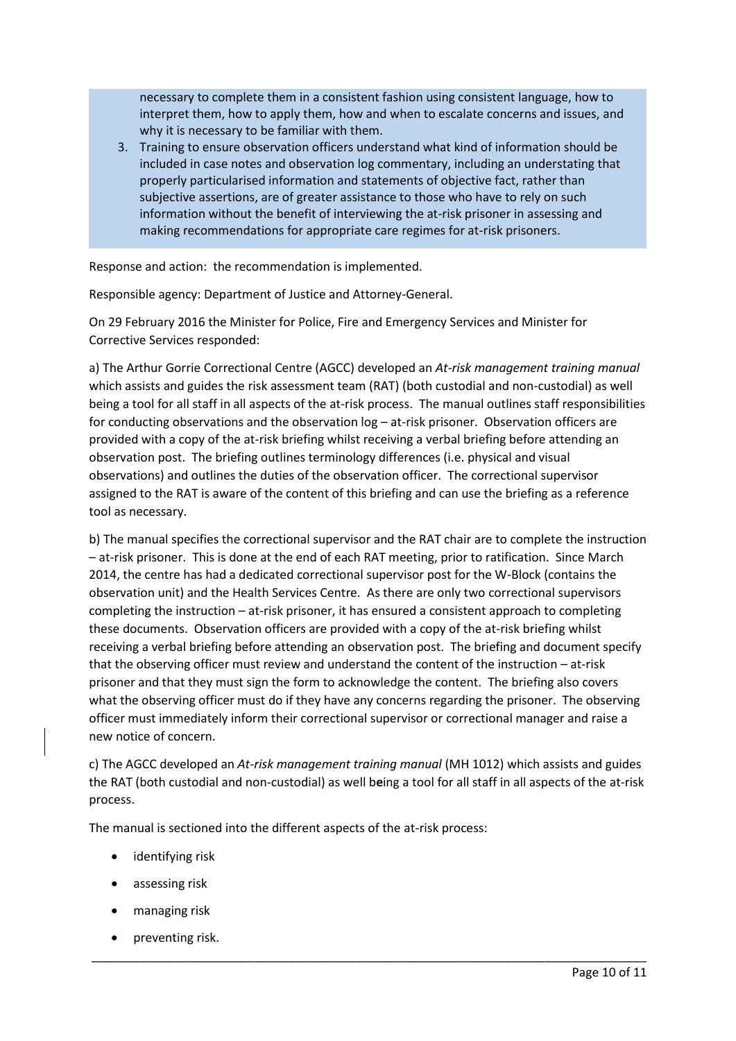necessary to complete them in a consistent fashion using consistent language, how to interpret them, how to apply them, how and when to escalate concerns and issues, and why it is necessary to be familiar with them.

3. Training to ensure observation officers understand what kind of information should be included in case notes and observation log commentary, including an understating that properly particularised information and statements of objective fact, rather than subjective assertions, are of greater assistance to those who have to rely on such information without the benefit of interviewing the at-risk prisoner in assessing and making recommendations for appropriate care regimes for at-risk prisoners.

Response and action: the recommendation is implemented.

Responsible agency: Department of Justice and Attorney-General.

On 29 February 2016 the Minister for Police, Fire and Emergency Services and Minister for Corrective Services responded:

a) The Arthur Gorrie Correctional Centre (AGCC) developed an *At-risk management training manual* which assists and guides the risk assessment team (RAT) (both custodial and non-custodial) as well being a tool for all staff in all aspects of the at-risk process. The manual outlines staff responsibilities for conducting observations and the observation log – at-risk prisoner. Observation officers are provided with a copy of the at-risk briefing whilst receiving a verbal briefing before attending an observation post. The briefing outlines terminology differences (i.e. physical and visual observations) and outlines the duties of the observation officer. The correctional supervisor assigned to the RAT is aware of the content of this briefing and can use the briefing as a reference tool as necessary.

b) The manual specifies the correctional supervisor and the RAT chair are to complete the instruction – at-risk prisoner. This is done at the end of each RAT meeting, prior to ratification. Since March 2014, the centre has had a dedicated correctional supervisor post for the W-Block (contains the observation unit) and the Health Services Centre. As there are only two correctional supervisors completing the instruction – at-risk prisoner, it has ensured a consistent approach to completing these documents. Observation officers are provided with a copy of the at-risk briefing whilst receiving a verbal briefing before attending an observation post. The briefing and document specify that the observing officer must review and understand the content of the instruction – at-risk prisoner and that they must sign the form to acknowledge the content. The briefing also covers what the observing officer must do if they have any concerns regarding the prisoner. The observing officer must immediately inform their correctional supervisor or correctional manager and raise a new notice of concern.

c) The AGCC developed an *At-risk management training manual* (MH 1012) which assists and guides the RAT (both custodial and non-custodial) as well being a tool for all staff in all aspects of the at-risk process.

The manual is sectioned into the different aspects of the at-risk process:

- identifying risk
- assessing risk
- managing risk
- preventing risk.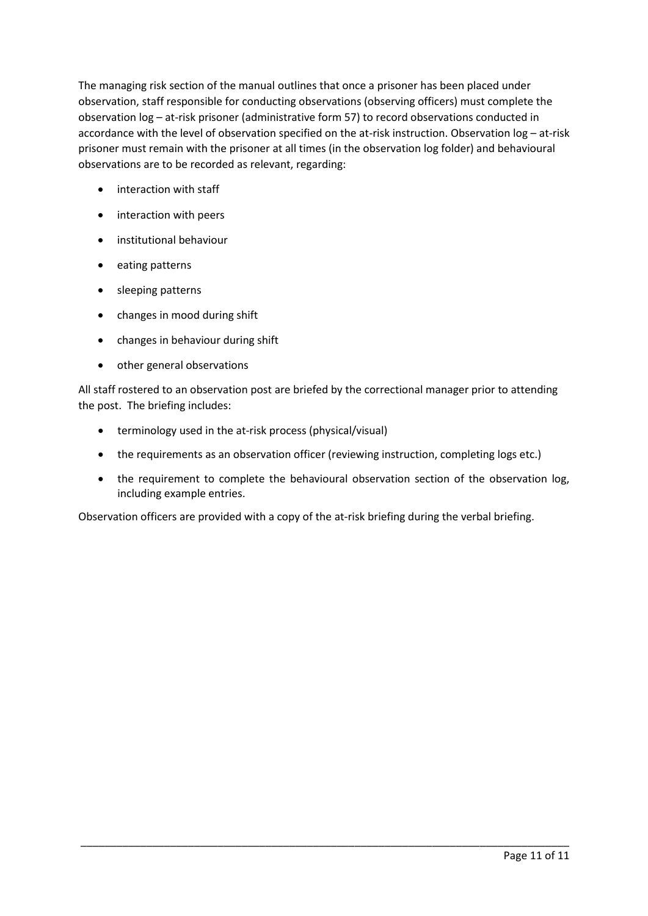The managing risk section of the manual outlines that once a prisoner has been placed under observation, staff responsible for conducting observations (observing officers) must complete the observation log – at-risk prisoner (administrative form 57) to record observations conducted in accordance with the level of observation specified on the at-risk instruction. Observation log – at-risk prisoner must remain with the prisoner at all times (in the observation log folder) and behavioural observations are to be recorded as relevant, regarding:

- interaction with staff
- interaction with peers
- institutional behaviour
- eating patterns
- sleeping patterns
- changes in mood during shift
- changes in behaviour during shift
- other general observations

All staff rostered to an observation post are briefed by the correctional manager prior to attending the post. The briefing includes:

- terminology used in the at-risk process (physical/visual)
- the requirements as an observation officer (reviewing instruction, completing logs etc.)
- the requirement to complete the behavioural observation section of the observation log, including example entries.

Observation officers are provided with a copy of the at-risk briefing during the verbal briefing.